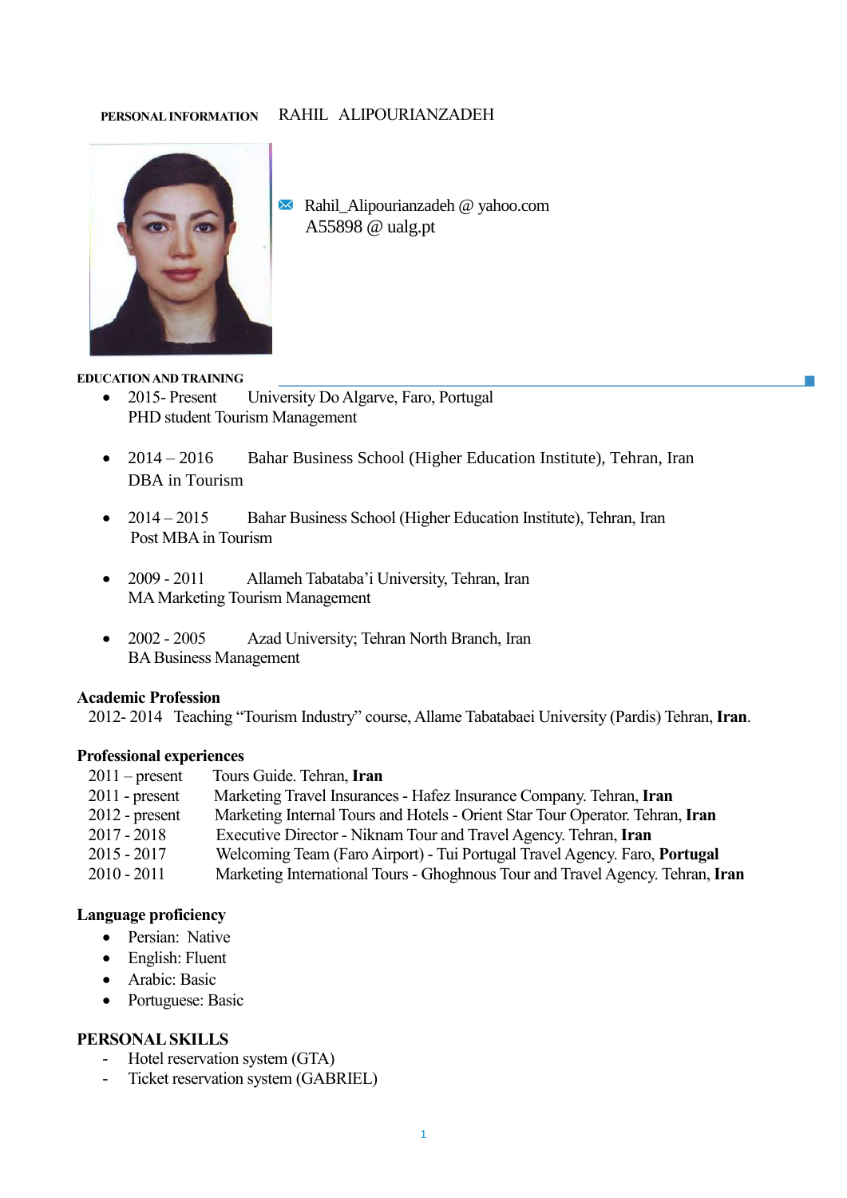**PERSONAL INFORMATION** RAHIL ALIPOURIANZADEH

Rahil_Alipourianzadeh @ yahoo.com
A55898 @ ualg.pt

## EDUCATION AND TRAINING

- 2015- Present University Do Algarve, Faro, Portugal
  PHD student Tourism Management

- 2014 – 2016 Bahar Business School (Higher Education Institute), Tehran, Iran
  DBA in Tourism

- 2014 – 2015 Bahar Business School (Higher Education Institute), Tehran, Iran
  Post MBA in Tourism

- 2009 - 2011 Allameh Tabataba'i University, Tehran, Iran
  MA Marketing Tourism Management

- 2002 - 2005 Azad University; Tehran North Branch, Iran
  BA Business Management

## Academic Profession

2012- 2014 Teaching "Tourism Industry" course, Allame Tabatabaei University (Pardis) Tehran, **Iran**.

## Professional experiences

2011 – present Tours Guide. Tehran, **Iran**
2011 - present Marketing Travel Insurances - Hafez Insurance Company. Tehran, **Iran**
2012 - present Marketing Internal Tours and Hotels - Orient Star Tour Operator. Tehran, **Iran**
2017 - 2018 Executive Director - Niknam Tour and Travel Agency. Tehran, **Iran**
2015 - 2017 Welcoming Team (Faro Airport) - Tui Portugal Travel Agency. Faro, **Portugal**
2010 - 2011 Marketing International Tours - Ghoghnous Tour and Travel Agency. Tehran, **Iran**

## Language proficiency

- Persian: Native
- English: Fluent
- Arabic: Basic
- Portuguese: Basic

## PERSONAL SKILLS

- Hotel reservation system (GTA)
- Ticket reservation system (GABRIEL)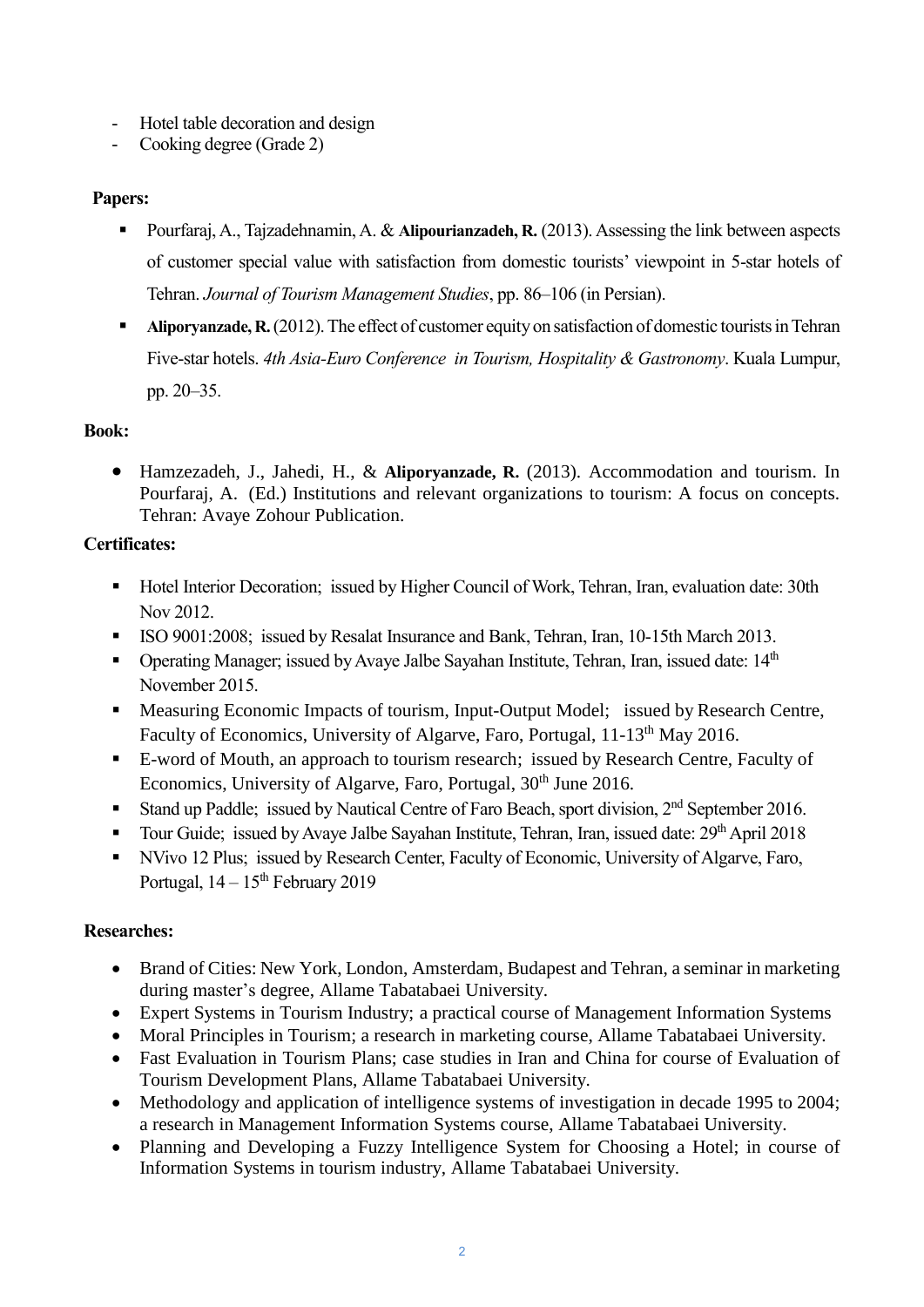- Hotel table decoration and design
- Cooking degree (Grade 2)

**Papers:**

- Pourfaraj, A., Tajzadehnamin, A. & **Alipourianzadeh, R.** (2013). Assessing the link between aspects of customer special value with satisfaction from domestic tourists' viewpoint in 5-star hotels of Tehran. *Journal of Tourism Management Studies*, pp. 86–106 (in Persian).
- **Aliporyanzade, R.** (2012). The effect of customer equity on satisfaction of domestic tourists in Tehran Five-star hotels. *4th Asia-Euro Conference in Tourism, Hospitality & Gastronomy*. Kuala Lumpur, pp. 20–35.

**Book:**

- Hamzezadeh, J., Jahedi, H., & **Aliporyanzade, R.** (2013). Accommodation and tourism. In Pourfaraj, A. (Ed.) Institutions and relevant organizations to tourism: A focus on concepts. Tehran: Avaye Zohour Publication.

**Certificates:**

- Hotel Interior Decoration; issued by Higher Council of Work, Tehran, Iran, evaluation date: 30th Nov 2012.
- ISO 9001:2008; issued by Resalat Insurance and Bank, Tehran, Iran, 10-15th March 2013.
- Operating Manager; issued by Avaye Jalbe Sayahan Institute, Tehran, Iran, issued date: 14th November 2015.
- Measuring Economic Impacts of tourism, Input-Output Model; issued by Research Centre, Faculty of Economics, University of Algarve, Faro, Portugal, 11-13th May 2016.
- E-word of Mouth, an approach to tourism research; issued by Research Centre, Faculty of Economics, University of Algarve, Faro, Portugal, 30th June 2016.
- Stand up Paddle; issued by Nautical Centre of Faro Beach, sport division, 2nd September 2016.
- Tour Guide; issued by Avaye Jalbe Sayahan Institute, Tehran, Iran, issued date: 29th April 2018
- NVivo 12 Plus; issued by Research Center, Faculty of Economic, University of Algarve, Faro, Portugal, 14 – 15th February 2019

**Researches:**

- Brand of Cities: New York, London, Amsterdam, Budapest and Tehran, a seminar in marketing during master's degree, Allame Tabatabaei University.
- Expert Systems in Tourism Industry; a practical course of Management Information Systems
- Moral Principles in Tourism; a research in marketing course, Allame Tabatabaei University.
- Fast Evaluation in Tourism Plans; case studies in Iran and China for course of Evaluation of Tourism Development Plans, Allame Tabatabaei University.
- Methodology and application of intelligence systems of investigation in decade 1995 to 2004; a research in Management Information Systems course, Allame Tabatabaei University.
- Planning and Developing a Fuzzy Intelligence System for Choosing a Hotel; in course of Information Systems in tourism industry, Allame Tabatabaei University.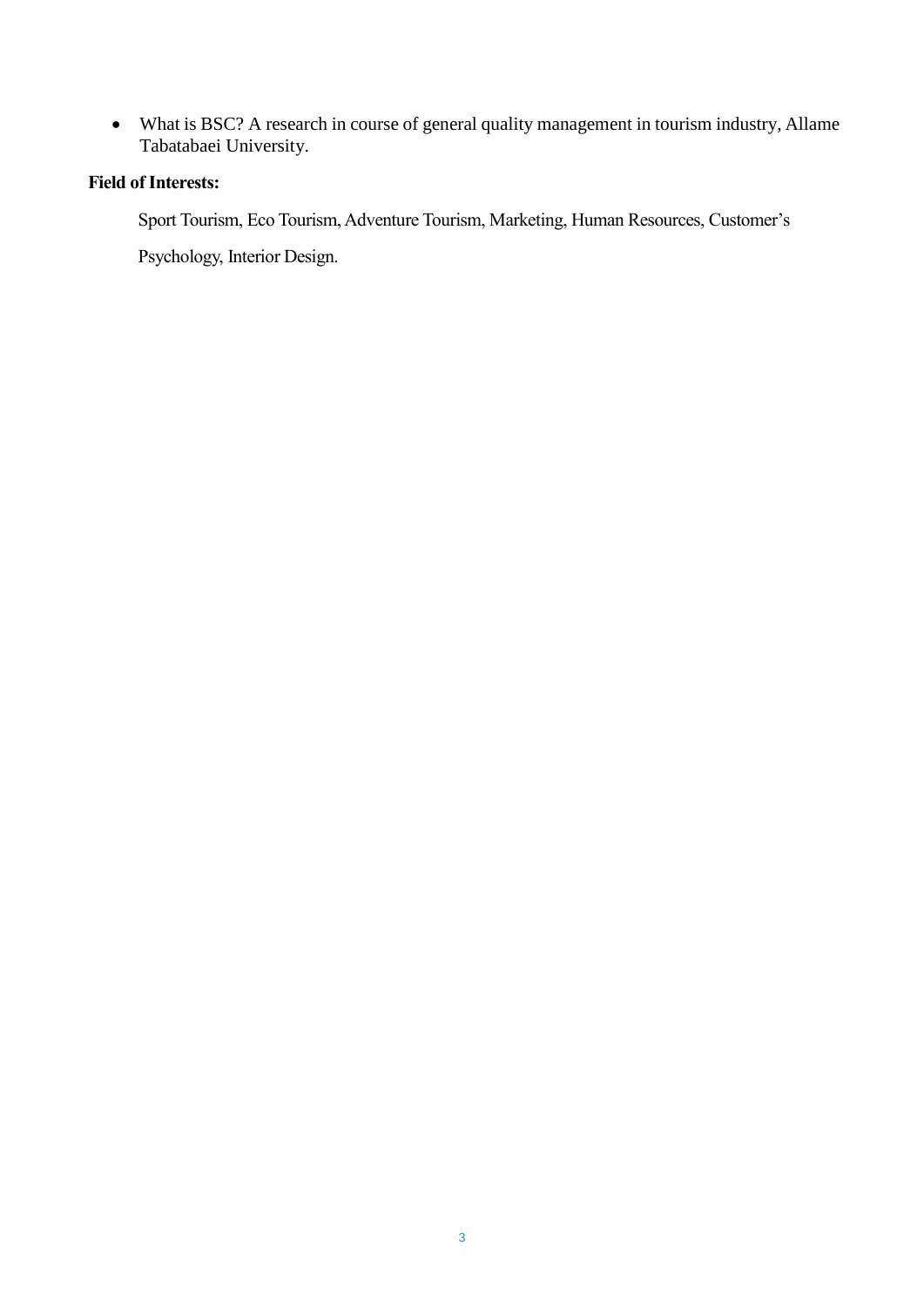- What is BSC? A research in course of general quality management in tourism industry, Allame Tabatabaei University.

**Field of Interests:**

Sport Tourism, Eco Tourism, Adventure Tourism, Marketing, Human Resources, Customer's Psychology, Interior Design.